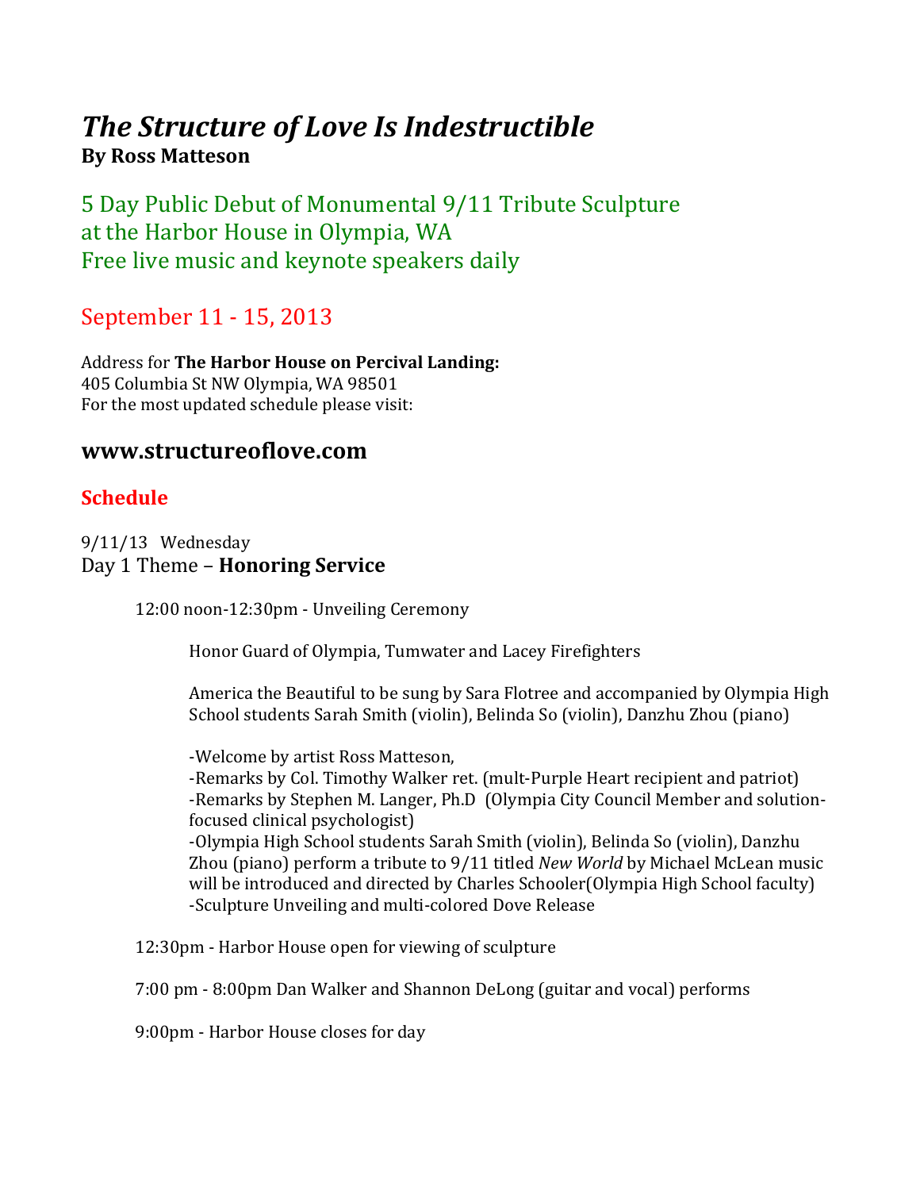# *The Structure of Love Is Indestructible*

**By Ross Matteson**

## 5 Day Public Debut of Monumental 9/11 Tribute Sculpture at the Harbor House in Olympia, WA
## Free live music and keynote speakers daily

## September 11 - 15, 2013

Address for **The Harbor House on Percival Landing:**
405 Columbia St NW Olympia, WA 98501
For the most updated schedule please visit:

## www.structureoflove.com

### Schedule

9/11/13 Wednesday
Day 1 Theme – **Honoring Service**

12:00 noon-12:30pm - Unveiling Ceremony

Honor Guard of Olympia, Tumwater and Lacey Firefighters

America the Beautiful to be sung by Sara Flotree and accompanied by Olympia High School students Sarah Smith (violin), Belinda So (violin), Danzhu Zhou (piano)

-Welcome by artist Ross Matteson,
-Remarks by Col. Timothy Walker ret. (mult-Purple Heart recipient and patriot)
-Remarks by Stephen M. Langer, Ph.D (Olympia City Council Member and solution-focused clinical psychologist)
-Olympia High School students Sarah Smith (violin), Belinda So (violin), Danzhu Zhou (piano) perform a tribute to 9/11 titled *New World* by Michael McLean music will be introduced and directed by Charles Schooler(Olympia High School faculty)
-Sculpture Unveiling and multi-colored Dove Release

12:30pm - Harbor House open for viewing of sculpture

7:00 pm - 8:00pm Dan Walker and Shannon DeLong (guitar and vocal) performs

9:00pm - Harbor House closes for day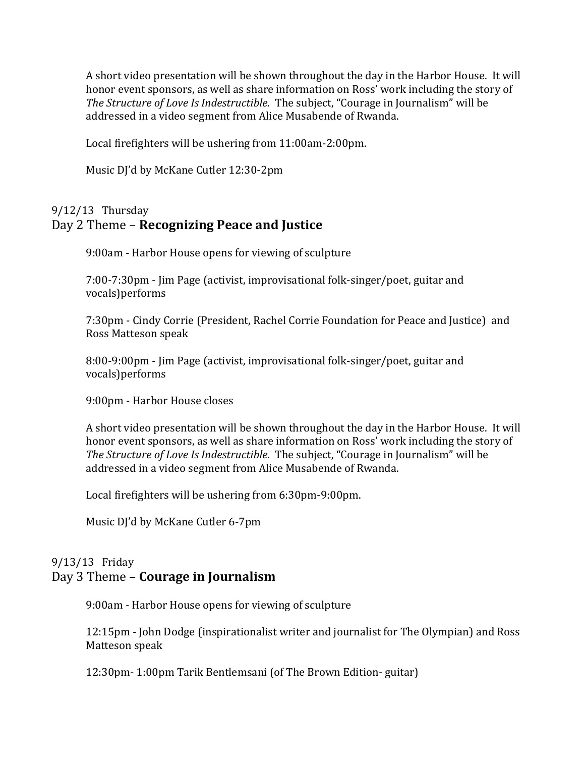A short video presentation will be shown throughout the day in the Harbor House. It will honor event sponsors, as well as share information on Ross' work including the story of *The Structure of Love Is Indestructible.* The subject, "Courage in Journalism" will be addressed in a video segment from Alice Musabende of Rwanda.

Local firefighters will be ushering from 11:00am-2:00pm.

Music DJ'd by McKane Cutler 12:30-2pm

9/12/13 Thursday

## Day 2 Theme – **Recognizing Peace and Justice**

9:00am - Harbor House opens for viewing of sculpture

7:00-7:30pm - Jim Page (activist, improvisational folk-singer/poet, guitar and vocals)performs

7:30pm - Cindy Corrie (President, Rachel Corrie Foundation for Peace and Justice) and Ross Matteson speak

8:00-9:00pm - Jim Page (activist, improvisational folk-singer/poet, guitar and vocals)performs

9:00pm - Harbor House closes

A short video presentation will be shown throughout the day in the Harbor House. It will honor event sponsors, as well as share information on Ross' work including the story of *The Structure of Love Is Indestructible.* The subject, "Courage in Journalism" will be addressed in a video segment from Alice Musabende of Rwanda.

Local firefighters will be ushering from 6:30pm-9:00pm.

Music DJ'd by McKane Cutler 6-7pm

9/13/13 Friday

## Day 3 Theme – **Courage in Journalism**

9:00am - Harbor House opens for viewing of sculpture

12:15pm - John Dodge (inspirationalist writer and journalist for The Olympian) and Ross Matteson speak

12:30pm- 1:00pm Tarik Bentlemsani (of The Brown Edition- guitar)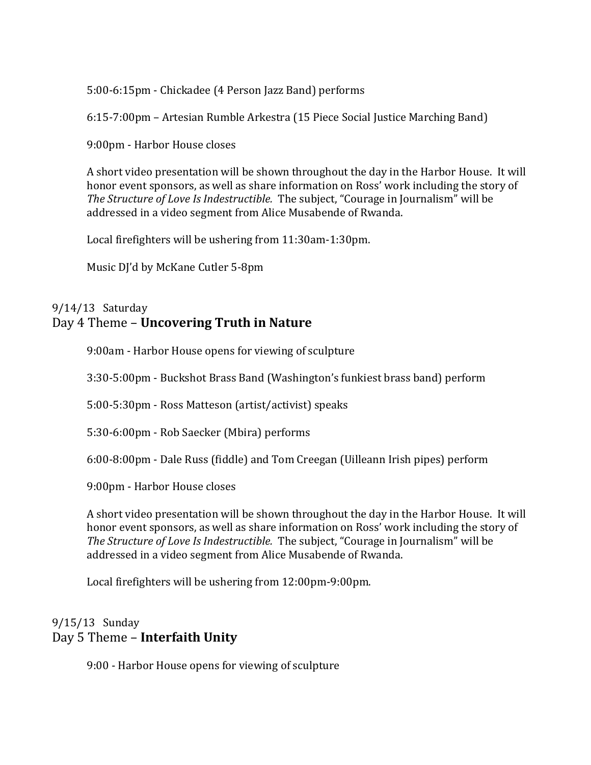5:00-6:15pm - Chickadee (4 Person Jazz Band) performs

6:15-7:00pm – Artesian Rumble Arkestra (15 Piece Social Justice Marching Band)

9:00pm - Harbor House closes

A short video presentation will be shown throughout the day in the Harbor House. It will honor event sponsors, as well as share information on Ross' work including the story of *The Structure of Love Is Indestructible.* The subject, "Courage in Journalism" will be addressed in a video segment from Alice Musabende of Rwanda.

Local firefighters will be ushering from 11:30am-1:30pm.

Music DJ'd by McKane Cutler 5-8pm

9/14/13 Saturday

## Day 4 Theme – **Uncovering Truth in Nature**

9:00am - Harbor House opens for viewing of sculpture

3:30-5:00pm - Buckshot Brass Band (Washington's funkiest brass band) perform

5:00-5:30pm - Ross Matteson (artist/activist) speaks

5:30-6:00pm - Rob Saecker (Mbira) performs

6:00-8:00pm - Dale Russ (fiddle) and Tom Creegan (Uilleann Irish pipes) perform

9:00pm - Harbor House closes

A short video presentation will be shown throughout the day in the Harbor House. It will honor event sponsors, as well as share information on Ross' work including the story of *The Structure of Love Is Indestructible.* The subject, "Courage in Journalism" will be addressed in a video segment from Alice Musabende of Rwanda.

Local firefighters will be ushering from 12:00pm-9:00pm.

9/15/13 Sunday

## Day 5 Theme – **Interfaith Unity**

9:00 - Harbor House opens for viewing of sculpture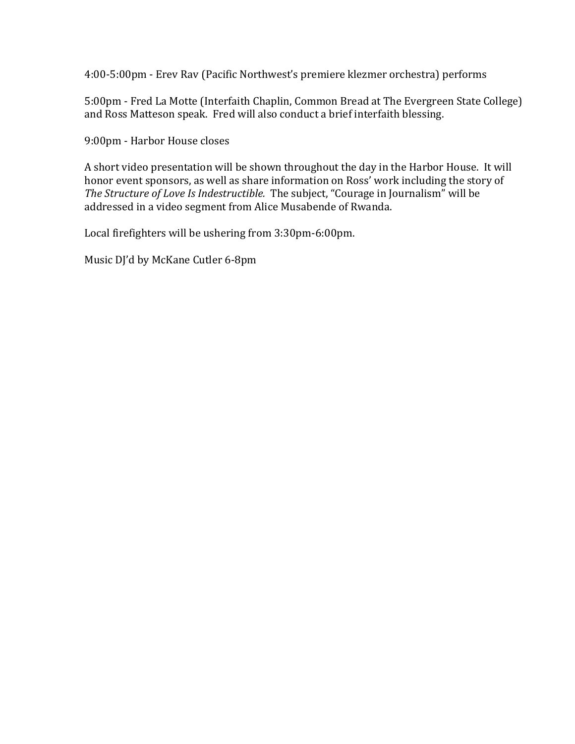4:00-5:00pm - Erev Rav (Pacific Northwest's premiere klezmer orchestra) performs

5:00pm - Fred La Motte (Interfaith Chaplin, Common Bread at The Evergreen State College) and Ross Matteson speak. Fred will also conduct a brief interfaith blessing.

9:00pm - Harbor House closes

A short video presentation will be shown throughout the day in the Harbor House. It will honor event sponsors, as well as share information on Ross' work including the story of *The Structure of Love Is Indestructible.* The subject, "Courage in Journalism" will be addressed in a video segment from Alice Musabende of Rwanda.

Local firefighters will be ushering from 3:30pm-6:00pm.

Music DJ'd by McKane Cutler 6-8pm